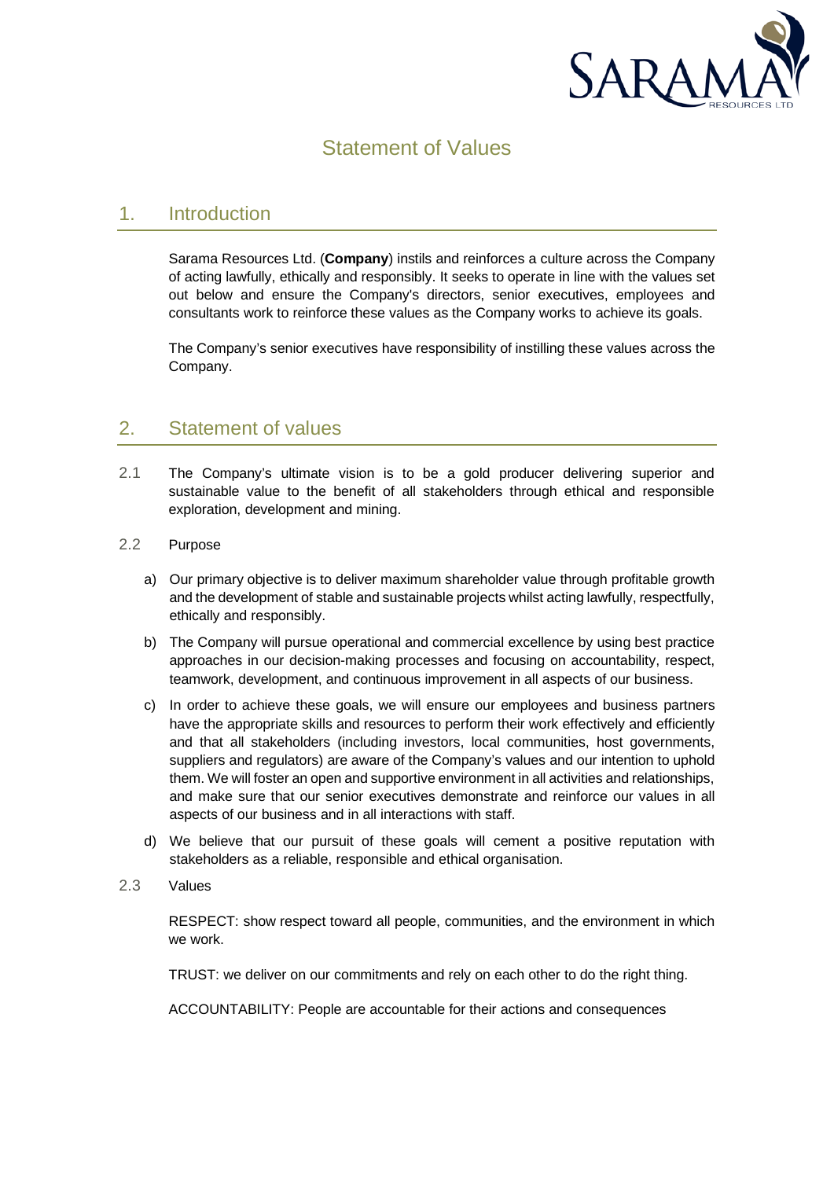# Statement of Values

## 1. Introduction

Sarama Resources Ltd. (**Company**) instils and reinforces a culture across the Company of acting lawfully, ethically and responsibly. It seeks to operate in line with the values set out below and ensure the Company's directors, senior executives, employees and consultants work to reinforce these values as the Company works to achieve its goals.

The Company's senior executives have responsibility of instilling these values across the Company.

## 2. Statement of values

2.1 The Company's ultimate vision is to be a gold producer delivering superior and sustainable value to the benefit of all stakeholders through ethical and responsible exploration, development and mining.

2.2 Purpose

a) Our primary objective is to deliver maximum shareholder value through profitable growth and the development of stable and sustainable projects whilst acting lawfully, respectfully, ethically and responsibly.

b) The Company will pursue operational and commercial excellence by using best practice approaches in our decision-making processes and focusing on accountability, respect, teamwork, development, and continuous improvement in all aspects of our business.

c) In order to achieve these goals, we will ensure our employees and business partners have the appropriate skills and resources to perform their work effectively and efficiently and that all stakeholders (including investors, local communities, host governments, suppliers and regulators) are aware of the Company's values and our intention to uphold them. We will foster an open and supportive environment in all activities and relationships, and make sure that our senior executives demonstrate and reinforce our values in all aspects of our business and in all interactions with staff.

d) We believe that our pursuit of these goals will cement a positive reputation with stakeholders as a reliable, responsible and ethical organisation.

2.3 Values

RESPECT: show respect toward all people, communities, and the environment in which we work.

TRUST: we deliver on our commitments and rely on each other to do the right thing.

ACCOUNTABILITY: People are accountable for their actions and consequences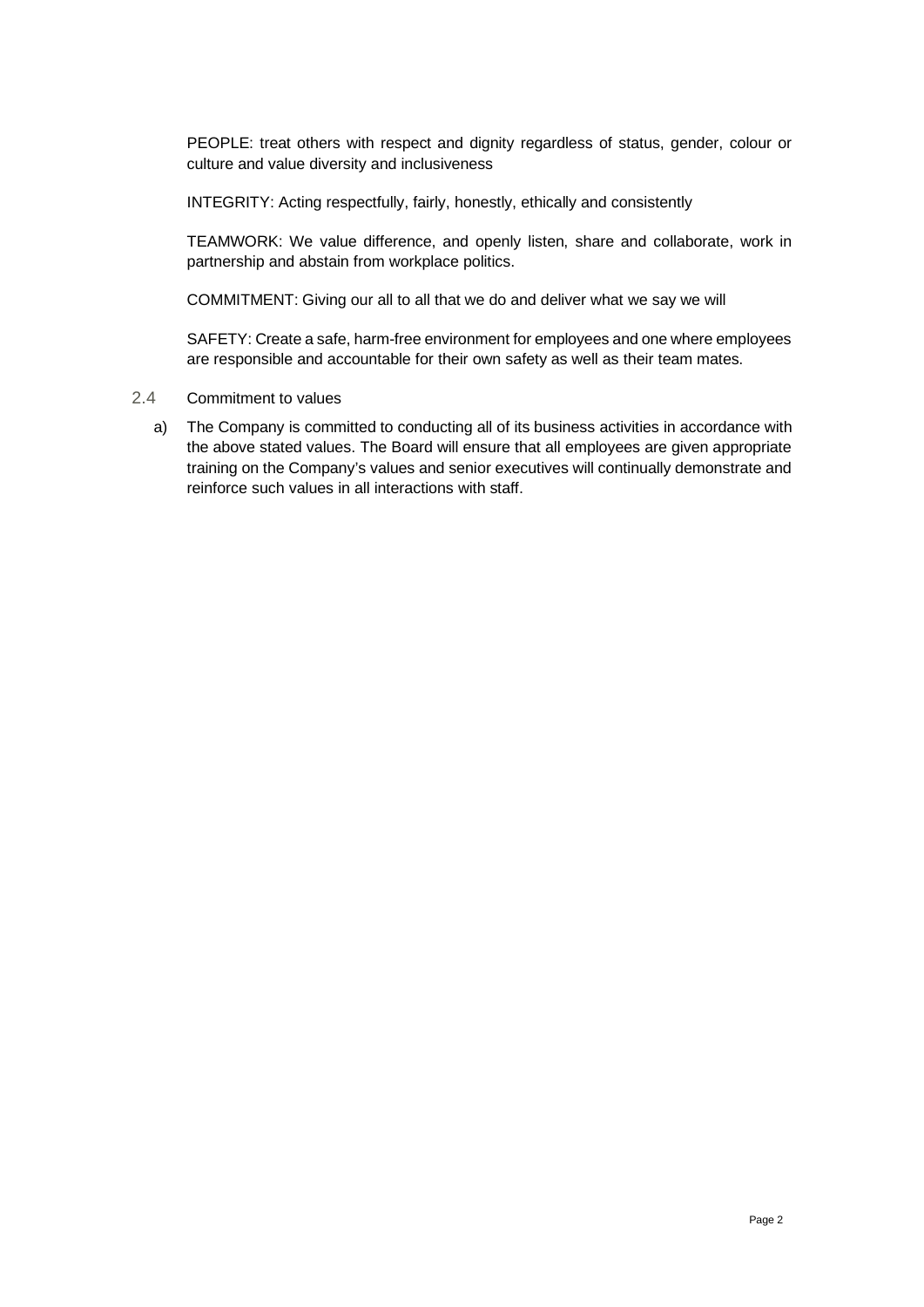PEOPLE: treat others with respect and dignity regardless of status, gender, colour or culture and value diversity and inclusiveness

INTEGRITY: Acting respectfully, fairly, honestly, ethically and consistently

TEAMWORK: We value difference, and openly listen, share and collaborate, work in partnership and abstain from workplace politics.

COMMITMENT: Giving our all to all that we do and deliver what we say we will

SAFETY: Create a safe, harm-free environment for employees and one where employees are responsible and accountable for their own safety as well as their team mates.

### 2.4 Commitment to values

a) The Company is committed to conducting all of its business activities in accordance with the above stated values. The Board will ensure that all employees are given appropriate training on the Company's values and senior executives will continually demonstrate and reinforce such values in all interactions with staff.